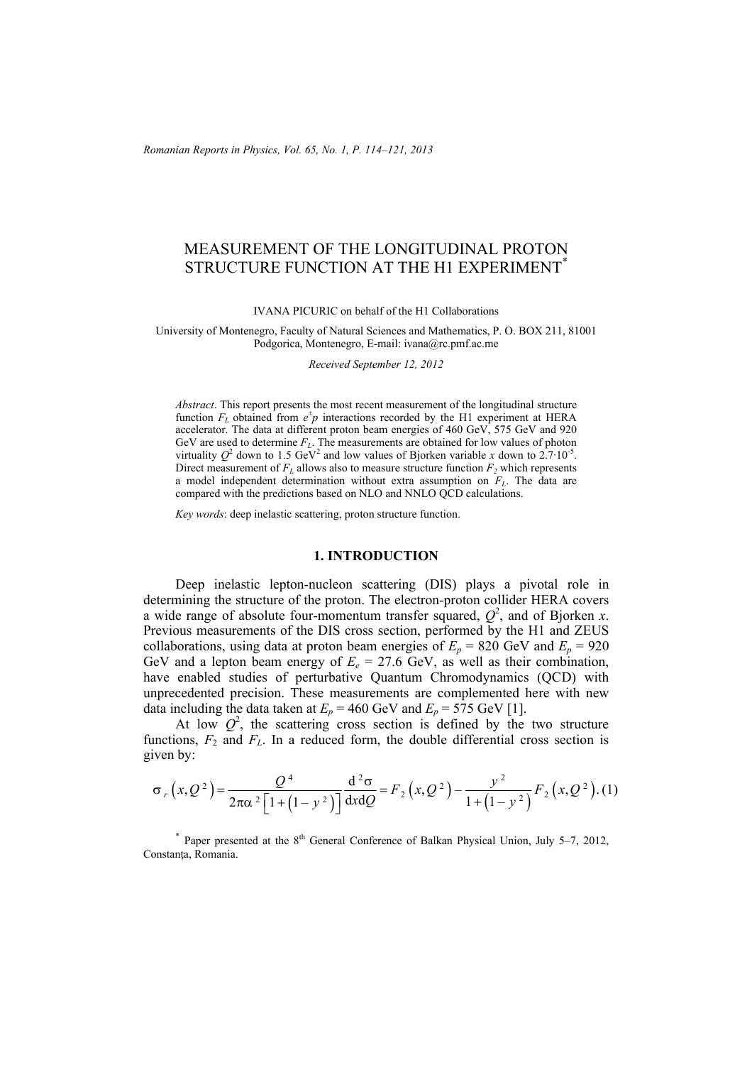# MEASUREMENT OF THE LONGITUDINAL PROTON STRUCTURE FUNCTION AT THE H1 EXPERIMENT*

IVANA PICURIC on behalf of the H1 Collaborations

University of Montenegro, Faculty of Natural Sciences and Mathematics, P. O. BOX 211, 81001 Podgorica, Montenegro, E-mail: ivana@rc.pmf.ac.me

*Received September 12, 2012*

*Abstract*. This report presents the most recent measurement of the longitudinal structure function $F_L$ obtained from $e^{\pm}p$ interactions recorded by the H1 experiment at HERA accelerator. The data at different proton beam energies of 460 GeV, 575 GeV and 920 GeV are used to determine $F_L$. The measurements are obtained for low values of photon virtuality $Q^2$ down to 1.5 GeV$^2$ and low values of Bjorken variable $x$ down to $2.7 \cdot 10^{-5}$. Direct measurement of $F_L$ allows also to measure structure function $F_2$ which represents a model independent determination without extra assumption on $F_L$. The data are compared with the predictions based on NLO and NNLO QCD calculations.

*Key words*: deep inelastic scattering, proton structure function.

## 1. INTRODUCTION

Deep inelastic lepton-nucleon scattering (DIS) plays a pivotal role in determining the structure of the proton. The electron-proton collider HERA covers a wide range of absolute four-momentum transfer squared, $Q^2$, and of Bjorken $x$. Previous measurements of the DIS cross section, performed by the H1 and ZEUS collaborations, using data at proton beam energies of $E_p$ = 820 GeV and $E_p$ = 920 GeV and a lepton beam energy of $E_e$ = 27.6 GeV, as well as their combination, have enabled studies of perturbative Quantum Chromodynamics (QCD) with unprecedented precision. These measurements are complemented here with new data including the data taken at $E_p$ = 460 GeV and $E_p$ = 575 GeV [1].

At low $Q^2$, the scattering cross section is defined by the two structure functions, $F_2$ and $F_L$. In a reduced form, the double differential cross section is given by:

$$\sigma_r\left(x,Q^2\right) = \frac{Q^4}{2\pi\alpha^2\left[1+\left(1-y^2\right)\right]}\frac{\mathrm{d}^2\sigma}{\mathrm{d}x\mathrm{d}Q} = F_2\left(x,Q^2\right) - \frac{y^2}{1+\left(1-y^2\right)}F_2\left(x,Q^2\right). \quad (1)$$

[*] Paper presented at the 8th General Conference of Balkan Physical Union, July 5–7, 2012, Constanța, Romania.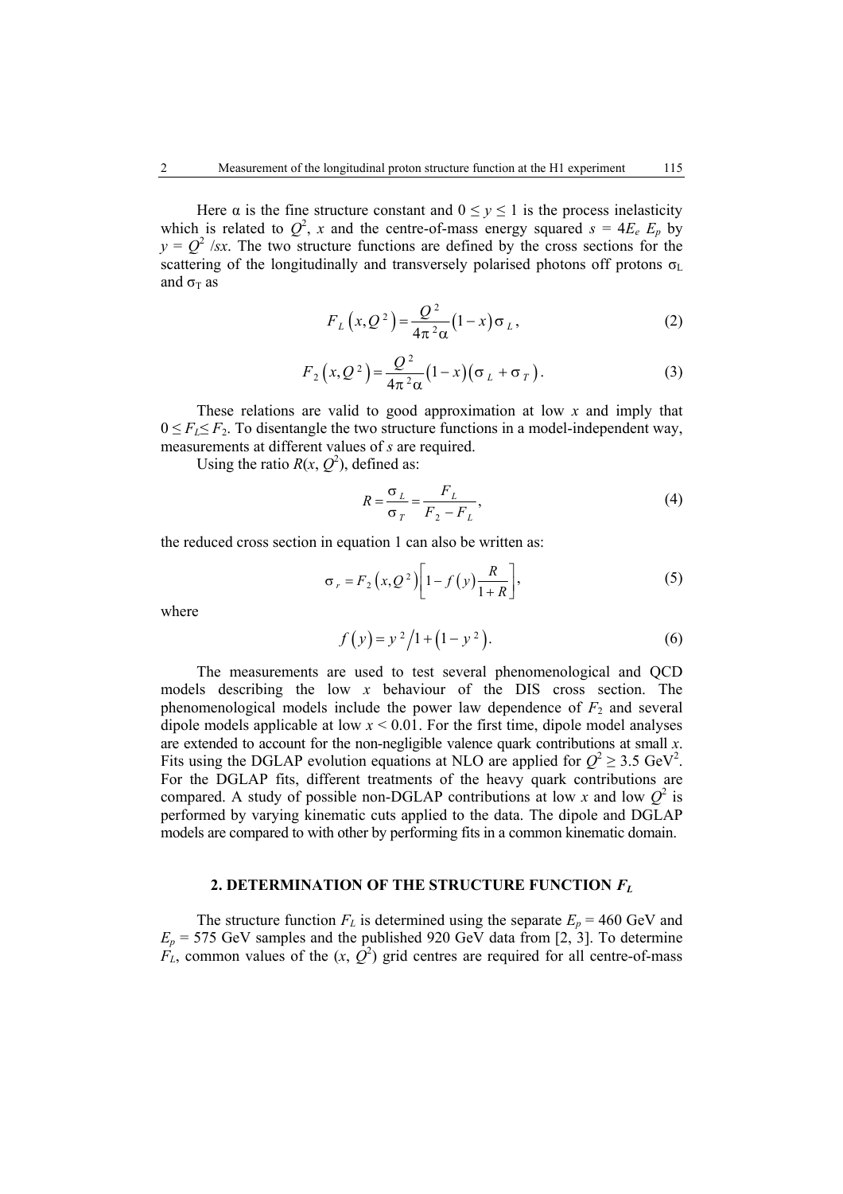Here α is the fine structure constant and $0 \le y \le 1$ is the process inelasticity which is related to $Q^2$, $x$ and the centre-of-mass energy squared $s = 4E_e E_p$ by $y = Q^2 /sx$. The two structure functions are defined by the cross sections for the scattering of the longitudinally and transversely polarised photons off protons $\sigma_L$ and $\sigma_T$ as

$$F_L\left(x,Q^2\right)=\frac{Q^2}{4\pi^2\alpha}\left(1-x\right)\sigma_L, \tag{2}$$

$$F_2\left(x,Q^2\right)=\frac{Q^2}{4\pi^2\alpha}\left(1-x\right)\left(\sigma_L+\sigma_T\right). \tag{3}$$

These relations are valid to good approximation at low $x$ and imply that $0 \le F_L \le F_2$. To disentangle the two structure functions in a model-independent way, measurements at different values of $s$ are required.

Using the ratio $R(x, Q^2)$, defined as:

$$R=\frac{\sigma_L}{\sigma_T}=\frac{F_L}{F_2-F_L}, \tag{4}$$

the reduced cross section in equation 1 can also be written as:

$$\sigma_r=F_2\left(x,Q^2\right)\left[1-f\left(y\right)\frac{R}{1+R}\right], \tag{5}$$

where

$$f\left(y\right)=y^2\big/1+\left(1-y^2\right). \tag{6}$$

The measurements are used to test several phenomenological and QCD models describing the low $x$ behaviour of the DIS cross section. The phenomenological models include the power law dependence of $F_2$ and several dipole models applicable at low $x < 0.01$. For the first time, dipole model analyses are extended to account for the non-negligible valence quark contributions at small $x$. Fits using the DGLAP evolution equations at NLO are applied for $Q^2 \ge 3.5$ GeV$^2$. For the DGLAP fits, different treatments of the heavy quark contributions are compared. A study of possible non-DGLAP contributions at low $x$ and low $Q^2$ is performed by varying kinematic cuts applied to the data. The dipole and DGLAP models are compared to with other by performing fits in a common kinematic domain.

## 2. DETERMINATION OF THE STRUCTURE FUNCTION $F_L$

The structure function $F_L$ is determined using the separate $E_p = 460$ GeV and $E_p = 575$ GeV samples and the published 920 GeV data from [2, 3]. To determine $F_L$, common values of the $(x, Q^2)$ grid centres are required for all centre-of-mass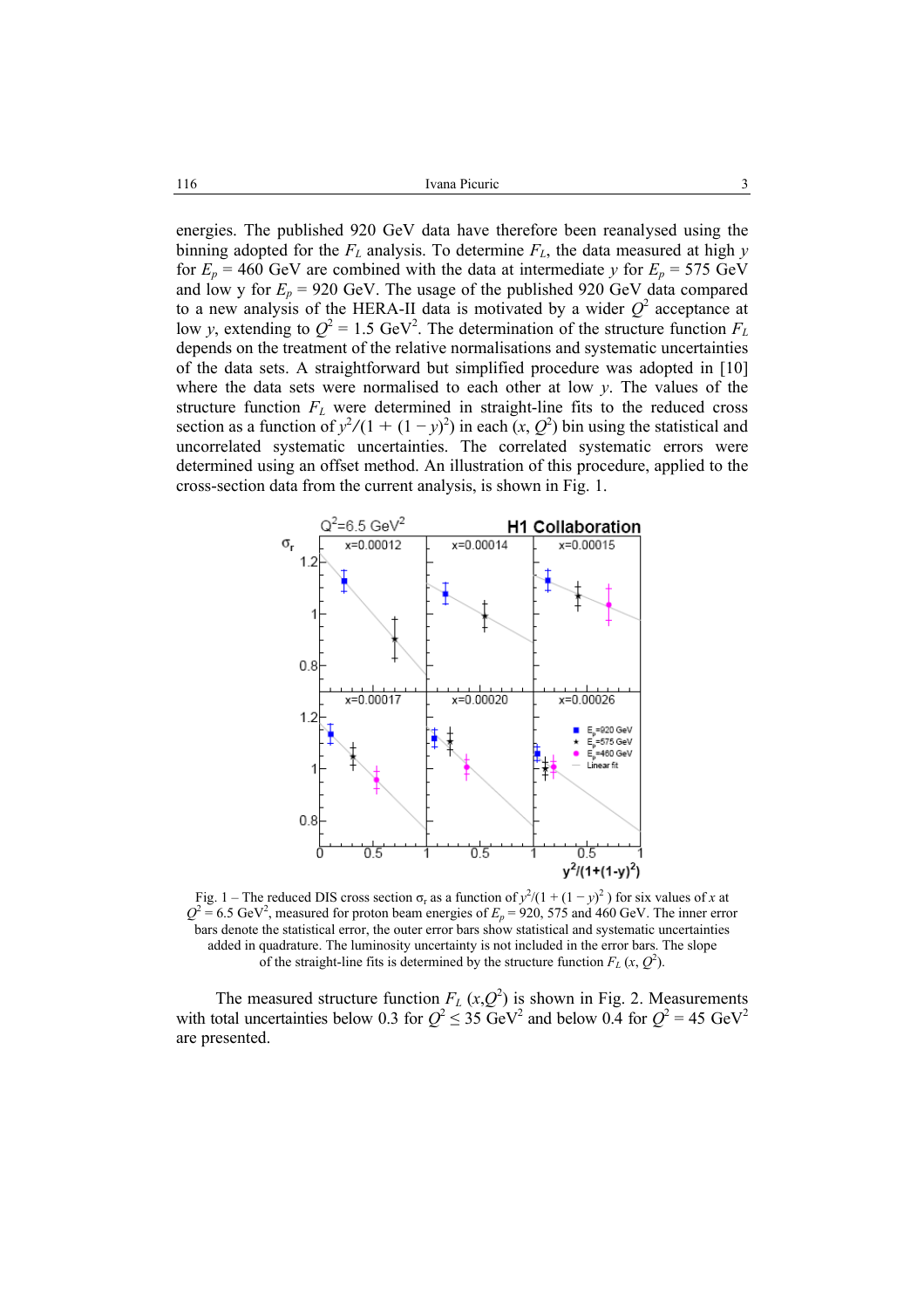energies. The published 920 GeV data have therefore been reanalysed using the binning adopted for the $F_L$ analysis. To determine $F_L$, the data measured at high $y$ for $E_p$ = 460 GeV are combined with the data at intermediate $y$ for $E_p$ = 575 GeV and low y for $E_p$ = 920 GeV. The usage of the published 920 GeV data compared to a new analysis of the HERA-II data is motivated by a wider $Q^2$ acceptance at low $y$, extending to $Q^2$ = 1.5 GeV$^2$. The determination of the structure function $F_L$ depends on the treatment of the relative normalisations and systematic uncertainties of the data sets. A straightforward but simplified procedure was adopted in [10] where the data sets were normalised to each other at low $y$. The values of the structure function $F_L$ were determined in straight-line fits to the reduced cross section as a function of $y^2/(1 + (1 - y)^2)$ in each $(x, Q^2)$ bin using the statistical and uncorrelated systematic uncertainties. The correlated systematic errors were determined using an offset method. An illustration of this procedure, applied to the cross-section data from the current analysis, is shown in Fig. 1.

Fig. 1 – The reduced DIS cross section $\sigma_r$ as a function of $y^2/(1 + (1 - y)^2)$ for six values of $x$ at $Q^2$ = 6.5 GeV$^2$, measured for proton beam energies of $E_p$ = 920, 575 and 460 GeV. The inner error bars denote the statistical error, the outer error bars show statistical and systematic uncertainties added in quadrature. The luminosity uncertainty is not included in the error bars. The slope of the straight-line fits is determined by the structure function $F_L$ $(x, Q^2)$.

The measured structure function $F_L$ $(x,Q^2)$ is shown in Fig. 2. Measurements with total uncertainties below 0.3 for $Q^2 \leq 35$ GeV$^2$ and below 0.4 for $Q^2$ = 45 GeV$^2$ are presented.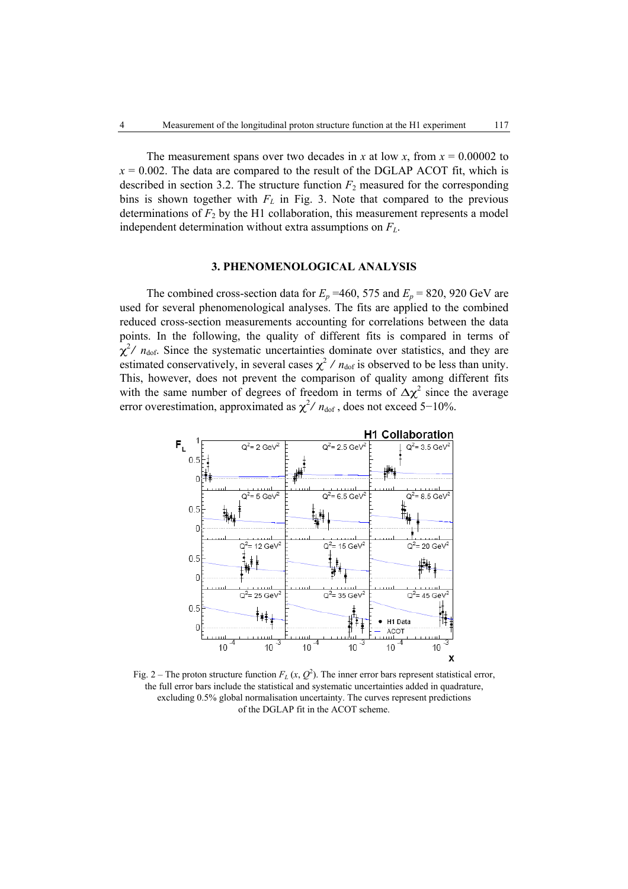The measurement spans over two decades in $x$ at low $x$, from $x = 0.00002$ to $x = 0.002$. The data are compared to the result of the DGLAP ACOT fit, which is described in section 3.2. The structure function $F_2$ measured for the corresponding bins is shown together with $F_L$ in Fig. 3. Note that compared to the previous determinations of $F_2$ by the H1 collaboration, this measurement represents a model independent determination without extra assumptions on $F_L$.

## 3. PHENOMENOLOGICAL ANALYSIS

The combined cross-section data for $E_p$ =460, 575 and $E_p$ = 820, 920 GeV are used for several phenomenological analyses. The fits are applied to the combined reduced cross-section measurements accounting for correlations between the data points. In the following, the quality of different fits is compared in terms of $\chi^2 / n_{\mathrm{dof}}$. Since the systematic uncertainties dominate over statistics, and they are estimated conservatively, in several cases $\chi^2 / n_{\mathrm{dof}}$ is observed to be less than unity. This, however, does not prevent the comparison of quality among different fits with the same number of degrees of freedom in terms of $\Delta\chi^2$ since the average error overestimation, approximated as $\chi^2 / n_{\mathrm{dof}}$, does not exceed 5−10%.

Fig. 2 – The proton structure function $F_L(x, Q^2)$. The inner error bars represent statistical error, the full error bars include the statistical and systematic uncertainties added in quadrature, excluding 0.5% global normalisation uncertainty. The curves represent predictions of the DGLAP fit in the ACOT scheme.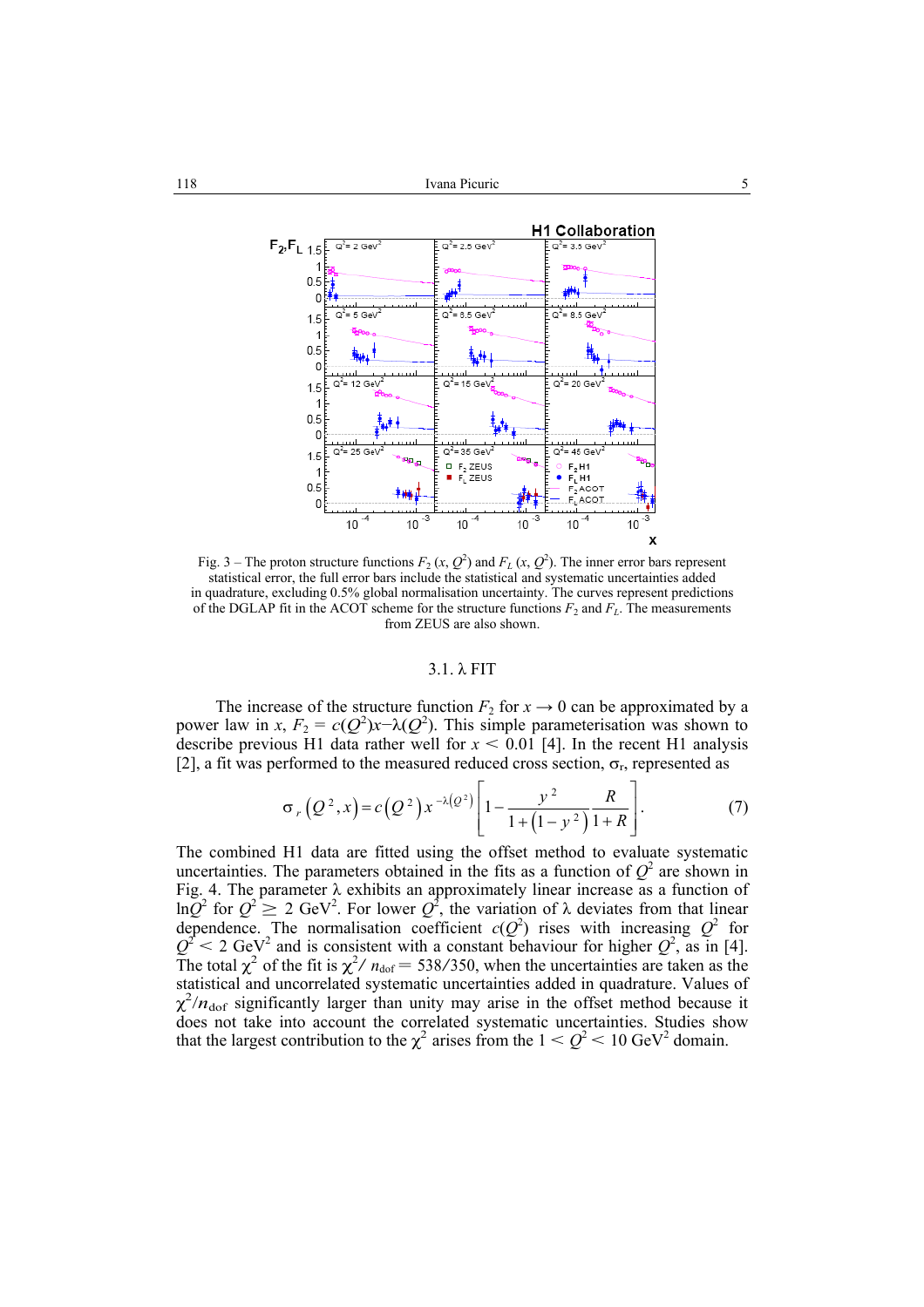Fig. 3 – The proton structure functions $F_2(x, Q^2)$ and $F_L(x, Q^2)$. The inner error bars represent statistical error, the full error bars include the statistical and systematic uncertainties added in quadrature, excluding 0.5% global normalisation uncertainty. The curves represent predictions of the DGLAP fit in the ACOT scheme for the structure functions $F_2$ and $F_L$. The measurements from ZEUS are also shown.

### 3.1. λ FIT

The increase of the structure function $F_2$ for $x \to 0$ can be approximated by a power law in $x$, $F_2 = c(Q^2)x^{-\lambda(Q^2)}$. This simple parameterisation was shown to describe previous H1 data rather well for $x < 0.01$ [4]. In the recent H1 analysis [2], a fit was performed to the measured reduced cross section, $\sigma_r$, represented as

$$\sigma_r\left(Q^2, x\right) = c\left(Q^2\right) x^{-\lambda\left(Q^2\right)} \left[1 - \frac{y^2}{1+\left(1-y^2\right)} \frac{R}{1+R}\right]. \tag{7}$$

The combined H1 data are fitted using the offset method to evaluate systematic uncertainties. The parameters obtained in the fits as a function of $Q^2$ are shown in Fig. 4. The parameter $\lambda$ exhibits an approximately linear increase as a function of $\ln Q^2$ for $Q^2 \geq 2$ GeV$^2$. For lower $Q^2$, the variation of $\lambda$ deviates from that linear dependence. The normalisation coefficient $c(Q^2)$ rises with increasing $Q^2$ for $Q^2 < 2$ GeV$^2$ and is consistent with a constant behaviour for higher $Q^2$, as in [4]. The total $\chi^2$ of the fit is $\chi^2/n_{\text{dof}} = 538/350$, when the uncertainties are taken as the statistical and uncorrelated systematic uncertainties added in quadrature. Values of $\chi^2/n_{\text{dof}}$ significantly larger than unity may arise in the offset method because it does not take into account the correlated systematic uncertainties. Studies show that the largest contribution to the $\chi^2$ arises from the $1 < Q^2 < 10$ GeV$^2$ domain.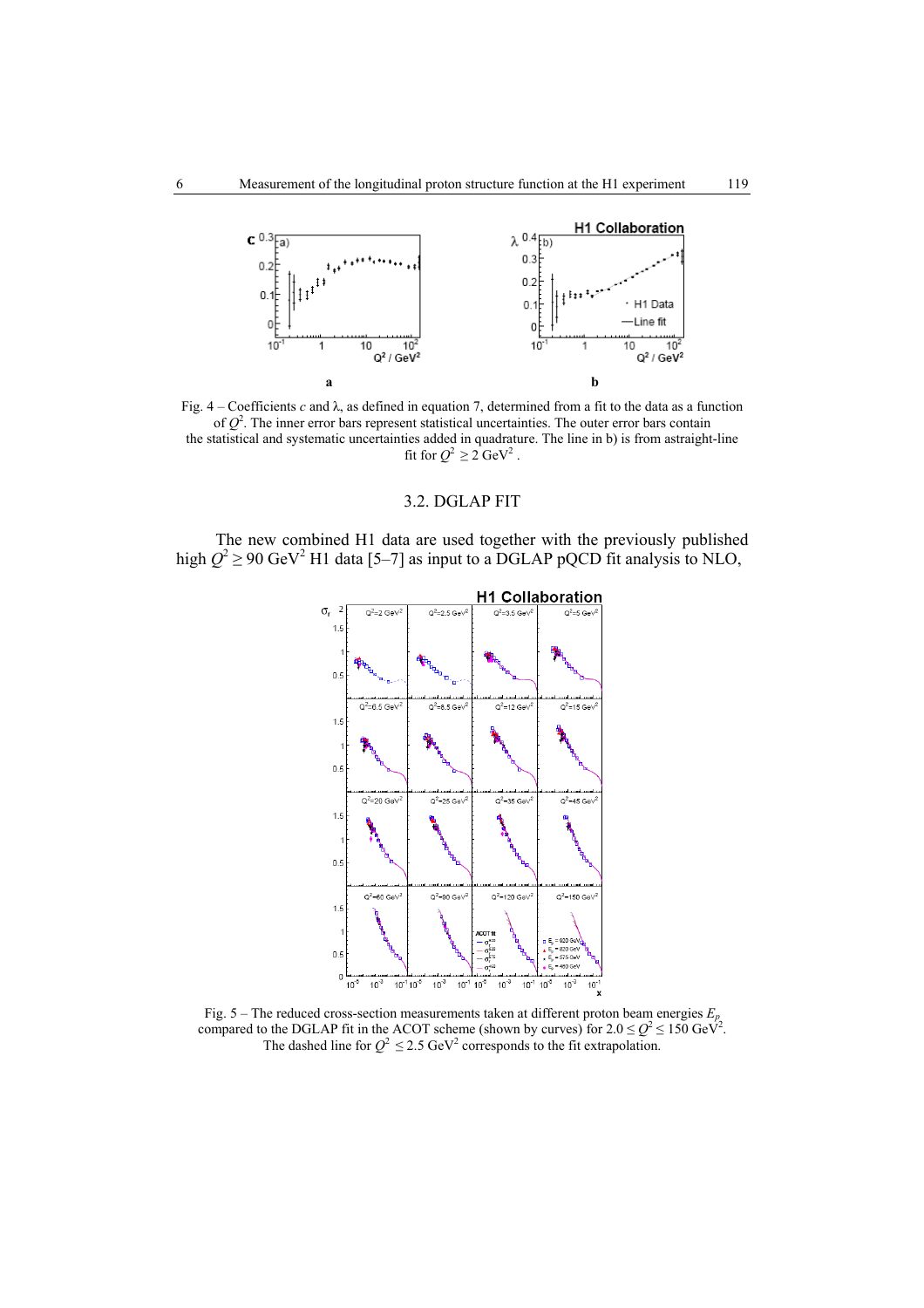Fig. 4 – Coefficients $c$ and $\lambda$, as defined in equation 7, determined from a fit to the data as a function of $Q^2$. The inner error bars represent statistical uncertainties. The outer error bars contain the statistical and systematic uncertainties added in quadrature. The line in b) is from astraight-line fit for $Q^2 \geq 2$ GeV$^2$ .

### 3.2. DGLAP FIT

The new combined H1 data are used together with the previously published high $Q^2 \geq 90$ GeV$^2$ H1 data [5–7] as input to a DGLAP pQCD fit analysis to NLO,

Fig. 5 – The reduced cross-section measurements taken at different proton beam energies $E_p$ compared to the DGLAP fit in the ACOT scheme (shown by curves) for $2.0 \leq Q^2 \leq 150$ GeV$^2$. The dashed line for $Q^2 \leq 2.5$ GeV$^2$ corresponds to the fit extrapolation.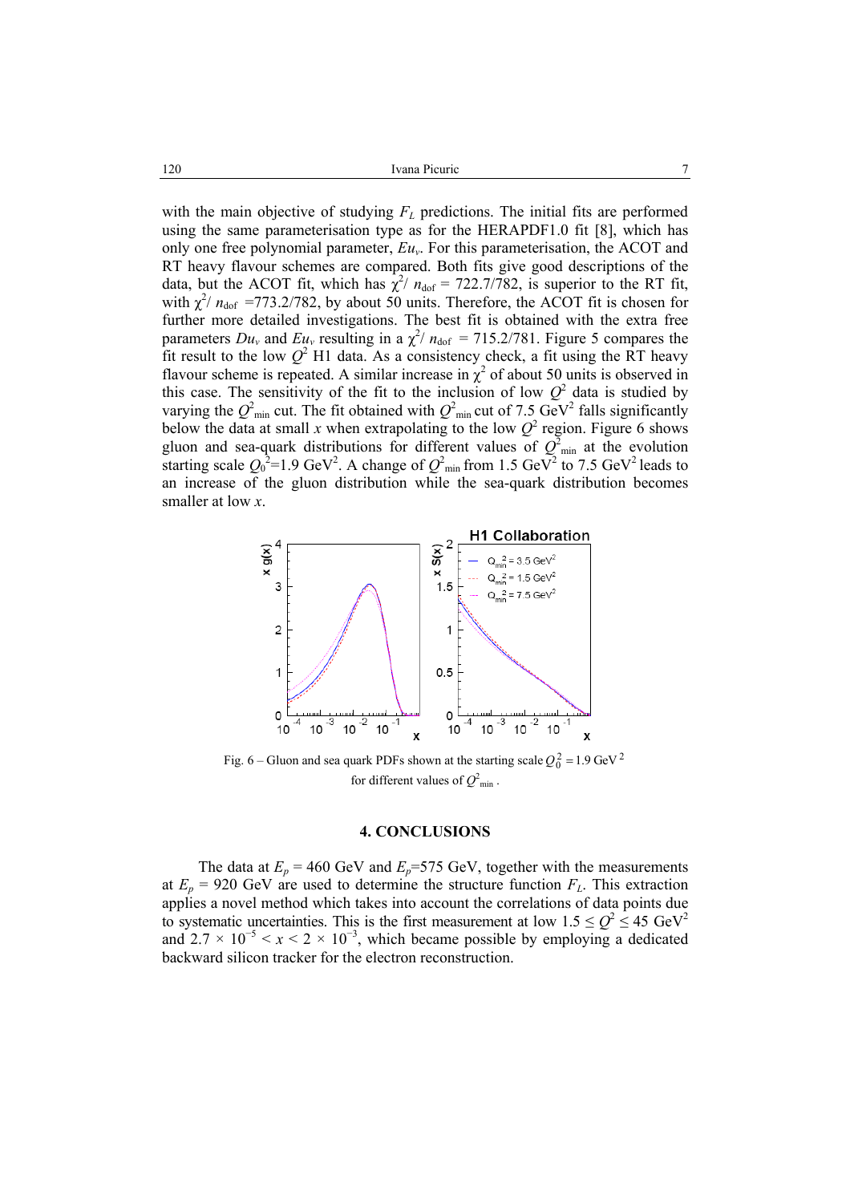with the main objective of studying $F_L$ predictions. The initial fits are performed using the same parameterisation type as for the HERAPDF1.0 fit [8], which has only one free polynomial parameter, $Eu_v$. For this parameterisation, the ACOT and RT heavy flavour schemes are compared. Both fits give good descriptions of the data, but the ACOT fit, which has $\chi^2/n_{\rm dof} = 722.7/782$, is superior to the RT fit, with $\chi^2/n_{\rm dof} = 773.2/782$, by about 50 units. Therefore, the ACOT fit is chosen for further more detailed investigations. The best fit is obtained with the extra free parameters $Du_v$ and $Eu_v$ resulting in a $\chi^2/n_{\rm dof} = 715.2/781$. Figure 5 compares the fit result to the low $Q^2$ H1 data. As a consistency check, a fit using the RT heavy flavour scheme is repeated. A similar increase in $\chi^2$ of about 50 units is observed in this case. The sensitivity of the fit to the inclusion of low $Q^2$ data is studied by varying the $Q^2_{\rm min}$ cut. The fit obtained with $Q^2_{\rm min}$ cut of 7.5 GeV$^2$ falls significantly below the data at small $x$ when extrapolating to the low $Q^2$ region. Figure 6 shows gluon and sea-quark distributions for different values of $Q^2_{\rm min}$ at the evolution starting scale $Q_0^2$=1.9 GeV$^2$. A change of $Q^2_{\rm min}$ from 1.5 GeV$^2$ to 7.5 GeV$^2$ leads to an increase of the gluon distribution while the sea-quark distribution becomes smaller at low $x$.

Fig. 6 – Gluon and sea quark PDFs shown at the starting scale $Q_0^2 = 1.9$ GeV$^2$ for different values of $Q^2_{\rm min}$.

## 4. CONCLUSIONS

The data at $E_p$ = 460 GeV and $E_p$=575 GeV, together with the measurements at $E_p$ = 920 GeV are used to determine the structure function $F_L$. This extraction applies a novel method which takes into account the correlations of data points due to systematic uncertainties. This is the first measurement at low $1.5 \leq Q^2 \leq 45$ GeV$^2$ and $2.7 \times 10^{-5} < x < 2 \times 10^{-3}$, which became possible by employing a dedicated backward silicon tracker for the electron reconstruction.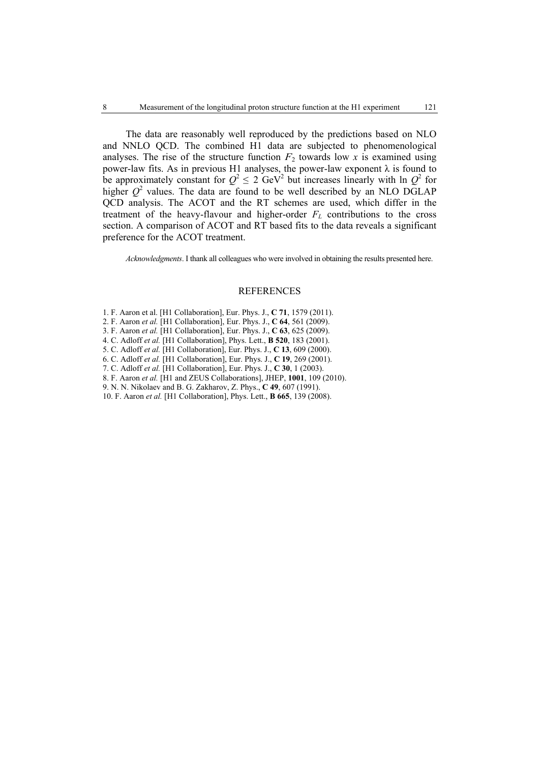The data are reasonably well reproduced by the predictions based on NLO and NNLO QCD. The combined H1 data are subjected to phenomenological analyses. The rise of the structure function $F_2$ towards low $x$ is examined using power-law fits. As in previous H1 analyses, the power-law exponent $\lambda$ is found to be approximately constant for $Q^2 \leq 2$ GeV$^2$ but increases linearly with ln $Q^2$ for higher $Q^2$ values. The data are found to be well described by an NLO DGLAP QCD analysis. The ACOT and the RT schemes are used, which differ in the treatment of the heavy-flavour and higher-order $F_L$ contributions to the cross section. A comparison of ACOT and RT based fits to the data reveals a significant preference for the ACOT treatment.

*Acknowledgments*. I thank all colleagues who were involved in obtaining the results presented here.

## REFERENCES

1. F. Aaron et al. [H1 Collaboration], Eur. Phys. J., **C 71**, 1579 (2011).
2. F. Aaron *et al.* [H1 Collaboration], Eur. Phys. J., **C 64**, 561 (2009).
3. F. Aaron *et al.* [H1 Collaboration], Eur. Phys. J., **C 63**, 625 (2009).
4. C. Adloff *et al.* [H1 Collaboration], Phys. Lett., **B 520**, 183 (2001).
5. C. Adloff *et al.* [H1 Collaboration], Eur. Phys. J., **C 13**, 609 (2000).
6. C. Adloff *et al.* [H1 Collaboration], Eur. Phys. J., **C 19**, 269 (2001).
7. C. Adloff *et al.* [H1 Collaboration], Eur. Phys. J., **C 30**, 1 (2003).
8. F. Aaron *et al.* [H1 and ZEUS Collaborations], JHEP, **1001**, 109 (2010).
9. N. N. Nikolaev and B. G. Zakharov, Z. Phys., **C 49**, 607 (1991).
10. F. Aaron *et al.* [H1 Collaboration], Phys. Lett., **B 665**, 139 (2008).